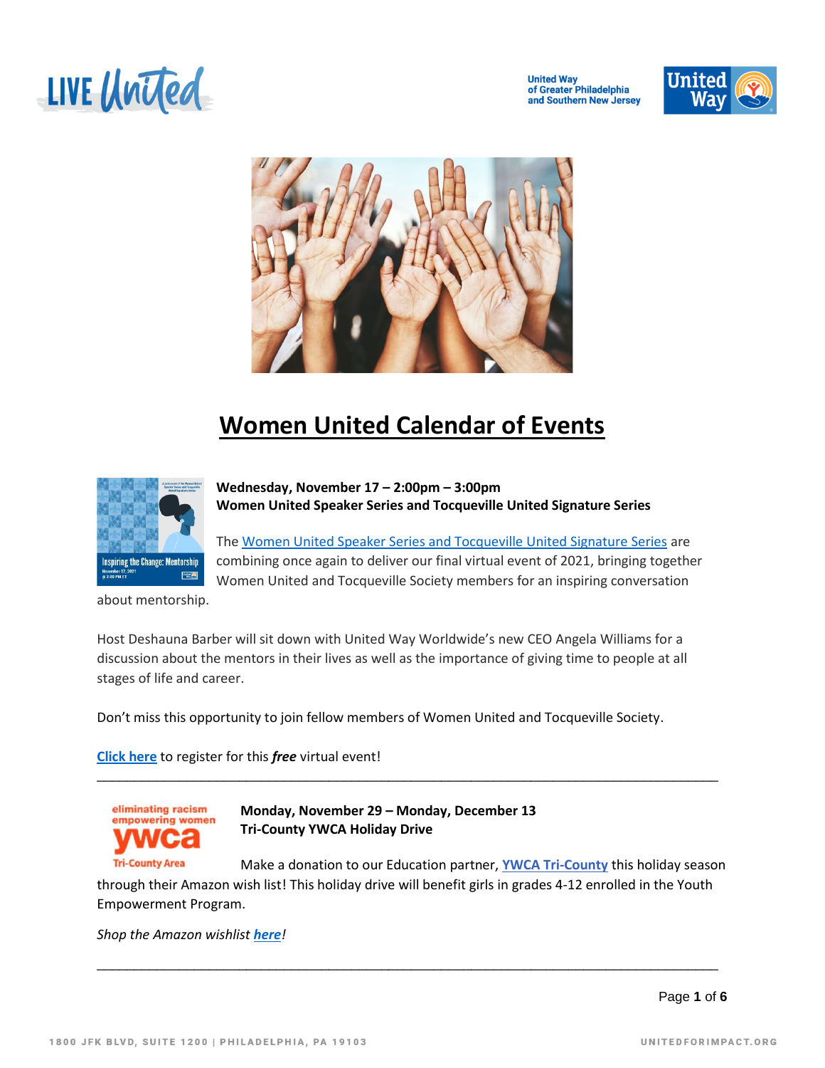# Women United Calendar of Events

**Wednesday, November 17 – 2:00pm – 3:00pm**
**Women United Speaker Series and Tocqueville United Signature Series**

The Women United Speaker Series and Tocqueville United Signature Series are combining once again to deliver our final virtual event of 2021, bringing together Women United and Tocqueville Society members for an inspiring conversation about mentorship.

Host Deshauna Barber will sit down with United Way Worldwide's new CEO Angela Williams for a discussion about the mentors in their lives as well as the importance of giving time to people at all stages of life and career.

Don't miss this opportunity to join fellow members of Women United and Tocqueville Society.

**Click here** to register for this ***free*** virtual event!

---

**Monday, November 29 – Monday, December 13**
**Tri-County YWCA Holiday Drive**

Make a donation to our Education partner, **YWCA Tri-County** this holiday season through their Amazon wish list! This holiday drive will benefit girls in grades 4-12 enrolled in the Youth Empowerment Program.

*Shop the Amazon wishlist **here**!*

---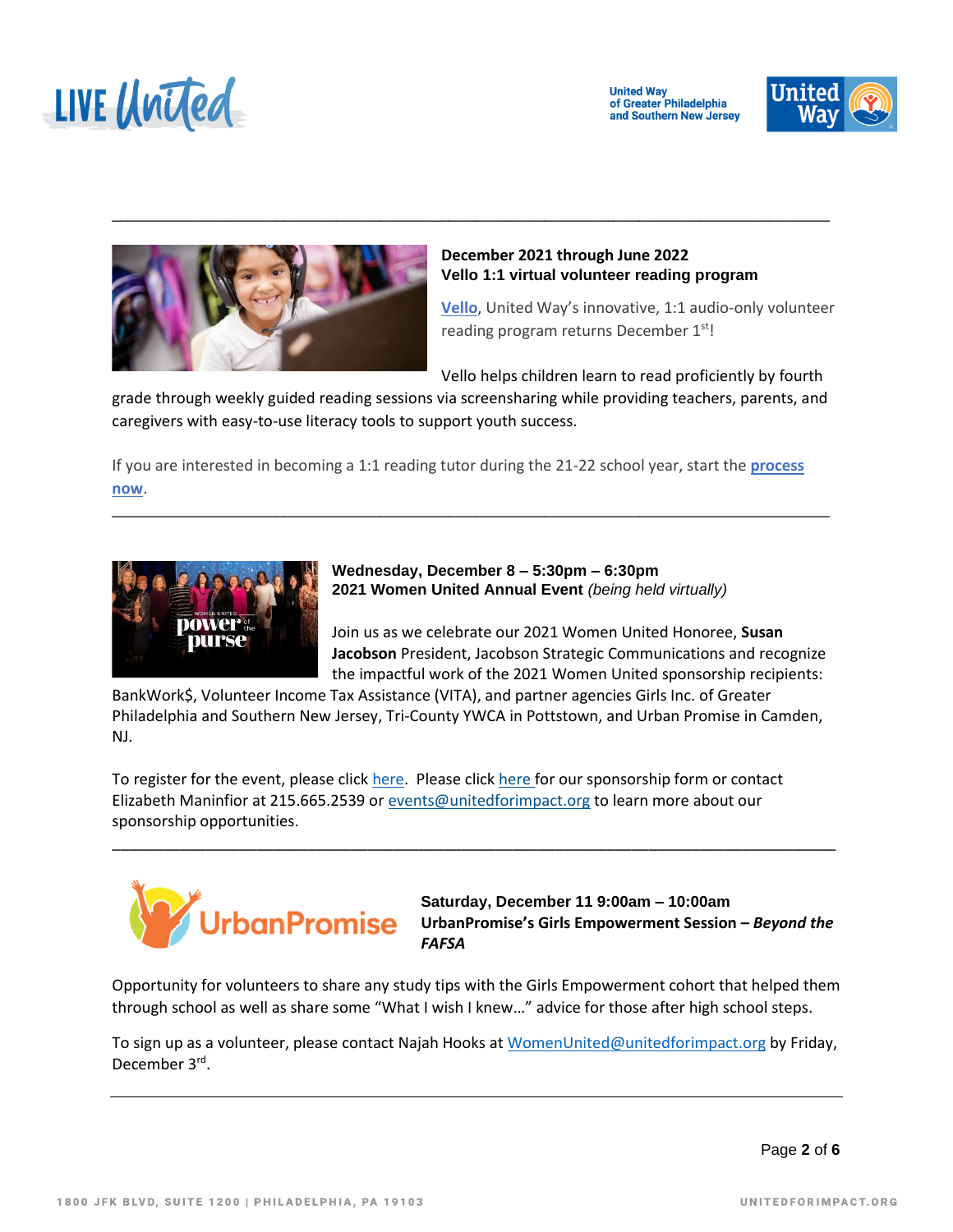**December 2021 through June 2022**
**Vello 1:1 virtual volunteer reading program**

Vello, United Way's innovative, 1:1 audio-only volunteer reading program returns December 1st!

Vello helps children learn to read proficiently by fourth grade through weekly guided reading sessions via screensharing while providing teachers, parents, and caregivers with easy-to-use literacy tools to support youth success.

If you are interested in becoming a 1:1 reading tutor during the 21-22 school year, start the **process now**.

---

**Wednesday, December 8 – 5:30pm – 6:30pm**
**2021 Women United Annual Event** *(being held virtually)*

Join us as we celebrate our 2021 Women United Honoree, **Susan Jacobson** President, Jacobson Strategic Communications and recognize the impactful work of the 2021 Women United sponsorship recipients: BankWork$, Volunteer Income Tax Assistance (VITA), and partner agencies Girls Inc. of Greater Philadelphia and Southern New Jersey, Tri-County YWCA in Pottstown, and Urban Promise in Camden, NJ.

To register for the event, please click here. Please click here for our sponsorship form or contact Elizabeth Maninfior at 215.665.2539 or events@unitedforimpact.org to learn more about our sponsorship opportunities.

---

**Saturday, December 11 9:00am – 10:00am**
**UrbanPromise's Girls Empowerment Session – *Beyond the FAFSA***

Opportunity for volunteers to share any study tips with the Girls Empowerment cohort that helped them through school as well as share some "What I wish I knew…" advice for those after high school steps.

To sign up as a volunteer, please contact Najah Hooks at WomenUnited@unitedforimpact.org by Friday, December 3rd.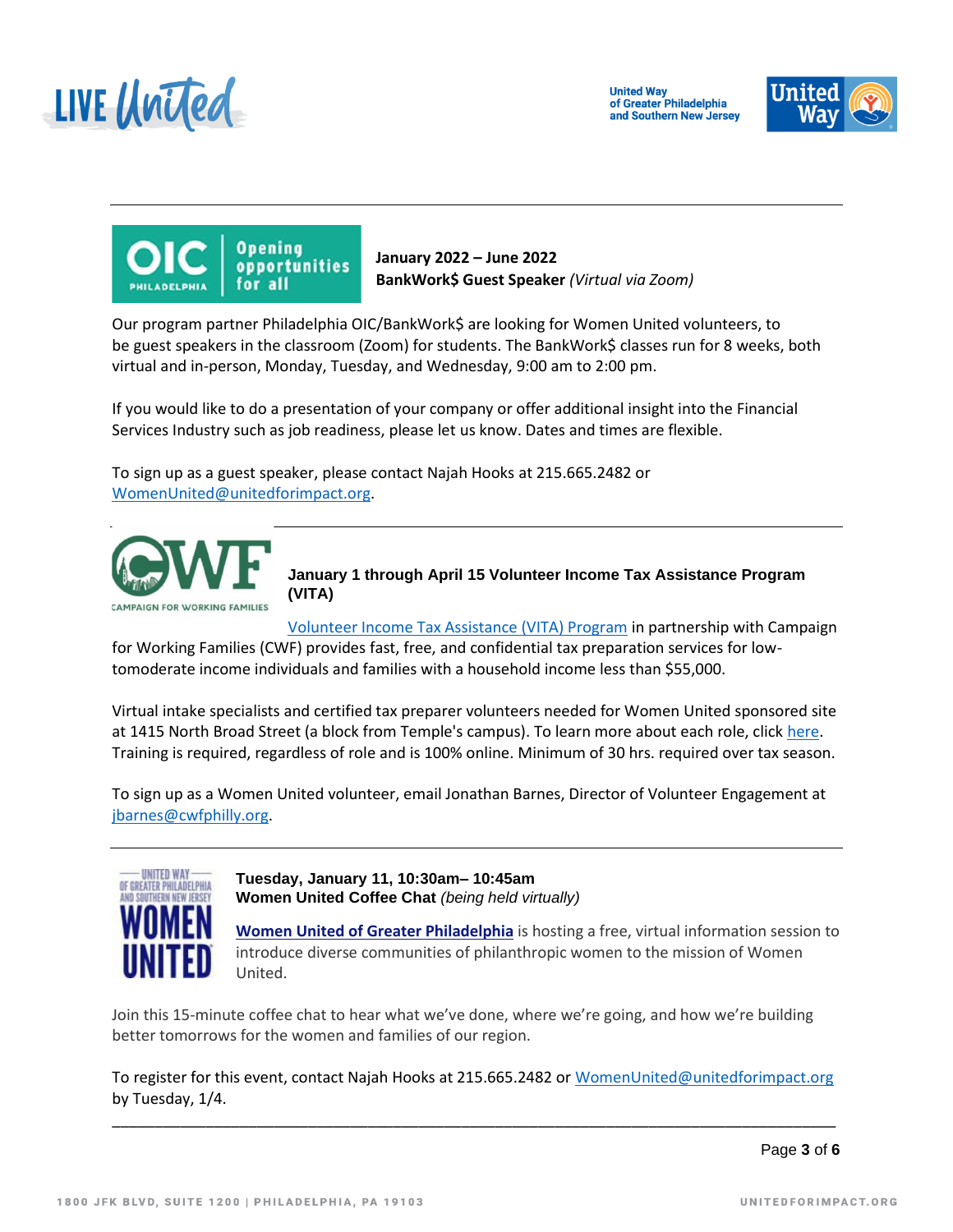**January 2022 – June 2022**
**BankWork$ Guest Speaker** *(Virtual via Zoom)*

Our program partner Philadelphia OIC/BankWork$ are looking for Women United volunteers, to be guest speakers in the classroom (Zoom) for students. The BankWork$ classes run for 8 weeks, both virtual and in-person, Monday, Tuesday, and Wednesday, 9:00 am to 2:00 pm.

If you would like to do a presentation of your company or offer additional insight into the Financial Services Industry such as job readiness, please let us know. Dates and times are flexible.

To sign up as a guest speaker, please contact Najah Hooks at 215.665.2482 or WomenUnited@unitedforimpact.org.

---

**January 1 through April 15 Volunteer Income Tax Assistance Program (VITA)**

Volunteer Income Tax Assistance (VITA) Program in partnership with Campaign for Working Families (CWF) provides fast, free, and confidential tax preparation services for low-tomoderate income individuals and families with a household income less than $55,000.

Virtual intake specialists and certified tax preparer volunteers needed for Women United sponsored site at 1415 North Broad Street (a block from Temple's campus). To learn more about each role, click here. Training is required, regardless of role and is 100% online. Minimum of 30 hrs. required over tax season.

To sign up as a Women United volunteer, email Jonathan Barnes, Director of Volunteer Engagement at jbarnes@cwfphilly.org.

---

**Tuesday, January 11, 10:30am– 10:45am**
**Women United Coffee Chat** *(being held virtually)*

**Women United of Greater Philadelphia** is hosting a free, virtual information session to introduce diverse communities of philanthropic women to the mission of Women United.

Join this 15-minute coffee chat to hear what we've done, where we're going, and how we're building better tomorrows for the women and families of our region.

To register for this event, contact Najah Hooks at 215.665.2482 or WomenUnited@unitedforimpact.org by Tuesday, 1/4.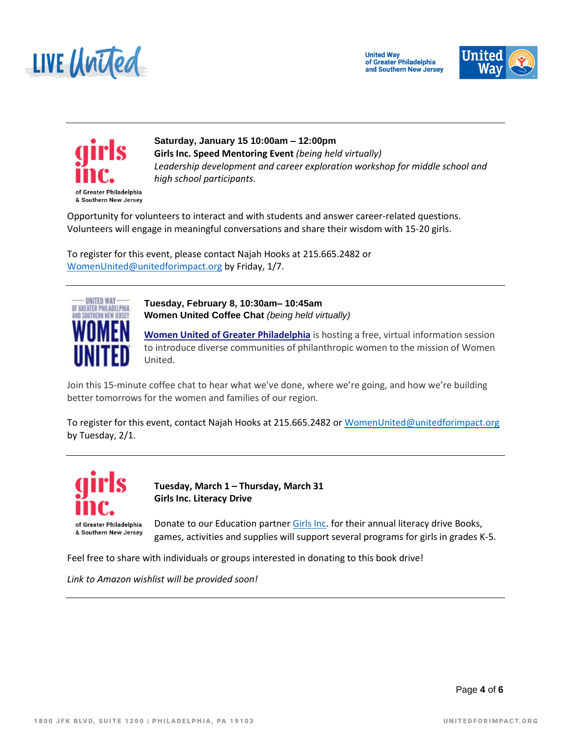**Saturday, January 15 10:00am – 12:00pm**
**Girls Inc. Speed Mentoring Event** *(being held virtually)*
*Leadership development and career exploration workshop for middle school and high school participants.*

Opportunity for volunteers to interact and with students and answer career-related questions. Volunteers will engage in meaningful conversations and share their wisdom with 15-20 girls.

To register for this event, please contact Najah Hooks at 215.665.2482 or WomenUnited@unitedforimpact.org by Friday, 1/7.

---

**Tuesday, February 8, 10:30am– 10:45am**
**Women United Coffee Chat** *(being held virtually)*

**Women United of Greater Philadelphia** is hosting a free, virtual information session to introduce diverse communities of philanthropic women to the mission of Women United.

Join this 15-minute coffee chat to hear what we've done, where we're going, and how we're building better tomorrows for the women and families of our region.

To register for this event, contact Najah Hooks at 215.665.2482 or WomenUnited@unitedforimpact.org by Tuesday, 2/1.

---

**Tuesday, March 1 – Thursday, March 31**
**Girls Inc. Literacy Drive**

Donate to our Education partner Girls Inc. for their annual literacy drive Books, games, activities and supplies will support several programs for girls in grades K-5.

Feel free to share with individuals or groups interested in donating to this book drive!

*Link to Amazon wishlist will be provided soon!*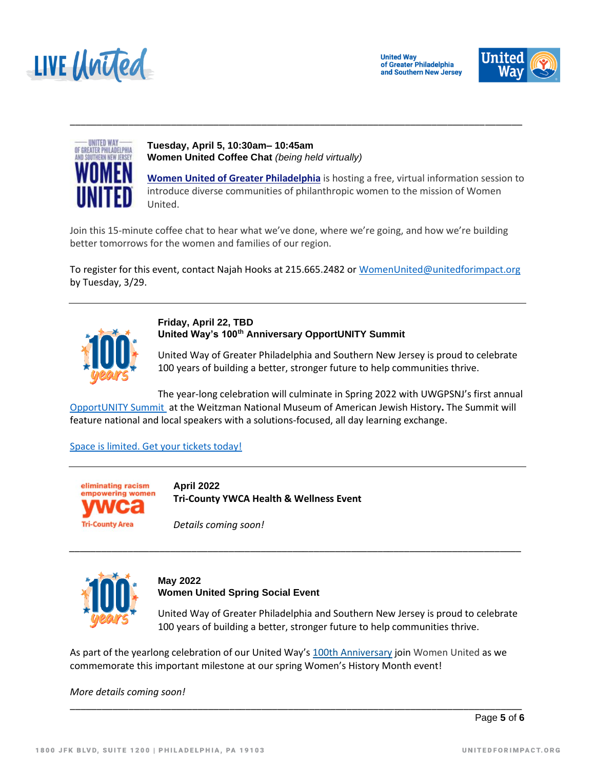**Tuesday, April 5, 10:30am– 10:45am**
**Women United Coffee Chat** *(being held virtually)*

**Women United of Greater Philadelphia** is hosting a free, virtual information session to introduce diverse communities of philanthropic women to the mission of Women United.

Join this 15-minute coffee chat to hear what we've done, where we're going, and how we're building better tomorrows for the women and families of our region.

To register for this event, contact Najah Hooks at 215.665.2482 or WomenUnited@unitedforimpact.org by Tuesday, 3/29.

---

**Friday, April 22, TBD**
**United Way's 100th Anniversary OpportUNITY Summit**

United Way of Greater Philadelphia and Southern New Jersey is proud to celebrate 100 years of building a better, stronger future to help communities thrive.

The year-long celebration will culminate in Spring 2022 with UWGPSNJ's first annual OpportUNITY Summit at the Weitzman National Museum of American Jewish History**.** The Summit will feature national and local speakers with a solutions-focused, all day learning exchange.

Space is limited. Get your tickets today!

---

**April 2022**
**Tri-County YWCA Health & Wellness Event**

*Details coming soon!*

---

**May 2022**
**Women United Spring Social Event**

United Way of Greater Philadelphia and Southern New Jersey is proud to celebrate 100 years of building a better, stronger future to help communities thrive.

As part of the yearlong celebration of our United Way's 100th Anniversary join Women United as we commemorate this important milestone at our spring Women's History Month event!

*More details coming soon!*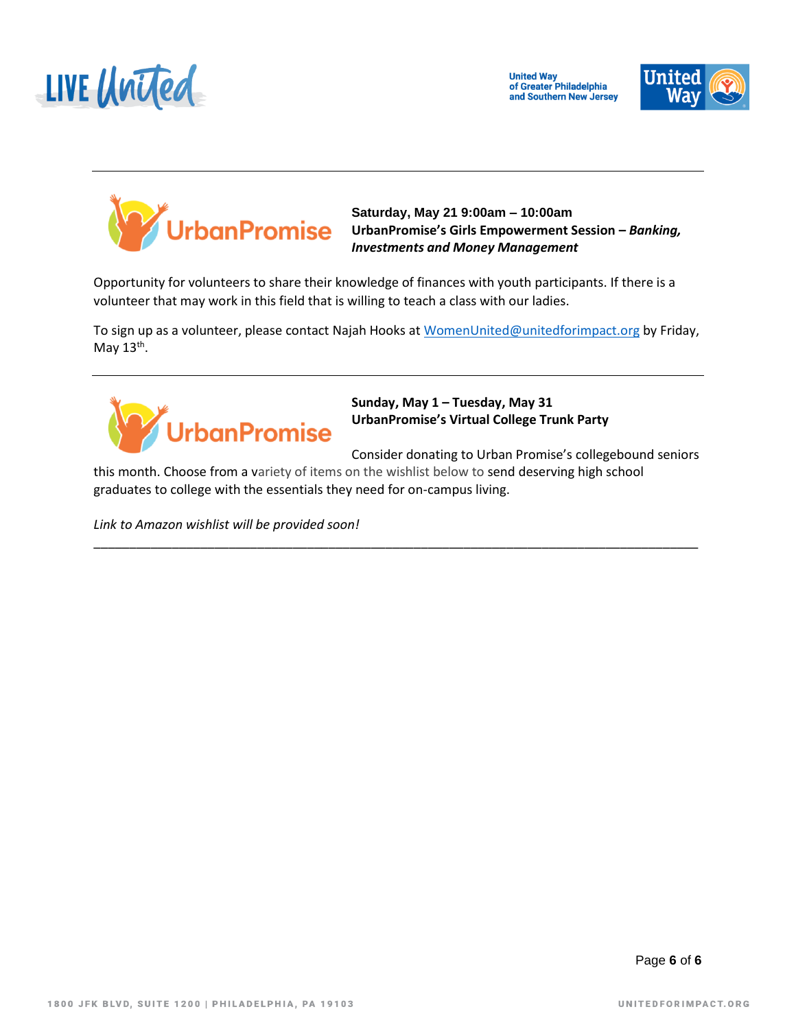---

**Saturday, May 21 9:00am – 10:00am**
**UrbanPromise's Girls Empowerment Session – *Banking, Investments and Money Management***

Opportunity for volunteers to share their knowledge of finances with youth participants. If there is a volunteer that may work in this field that is willing to teach a class with our ladies.

To sign up as a volunteer, please contact Najah Hooks at WomenUnited@unitedforimpact.org by Friday, May 13th.

---

**Sunday, May 1 – Tuesday, May 31**
**UrbanPromise's Virtual College Trunk Party**

Consider donating to Urban Promise's collegebound seniors this month. Choose from a variety of items on the wishlist below to send deserving high school graduates to college with the essentials they need for on-campus living.

*Link to Amazon wishlist will be provided soon!*

---